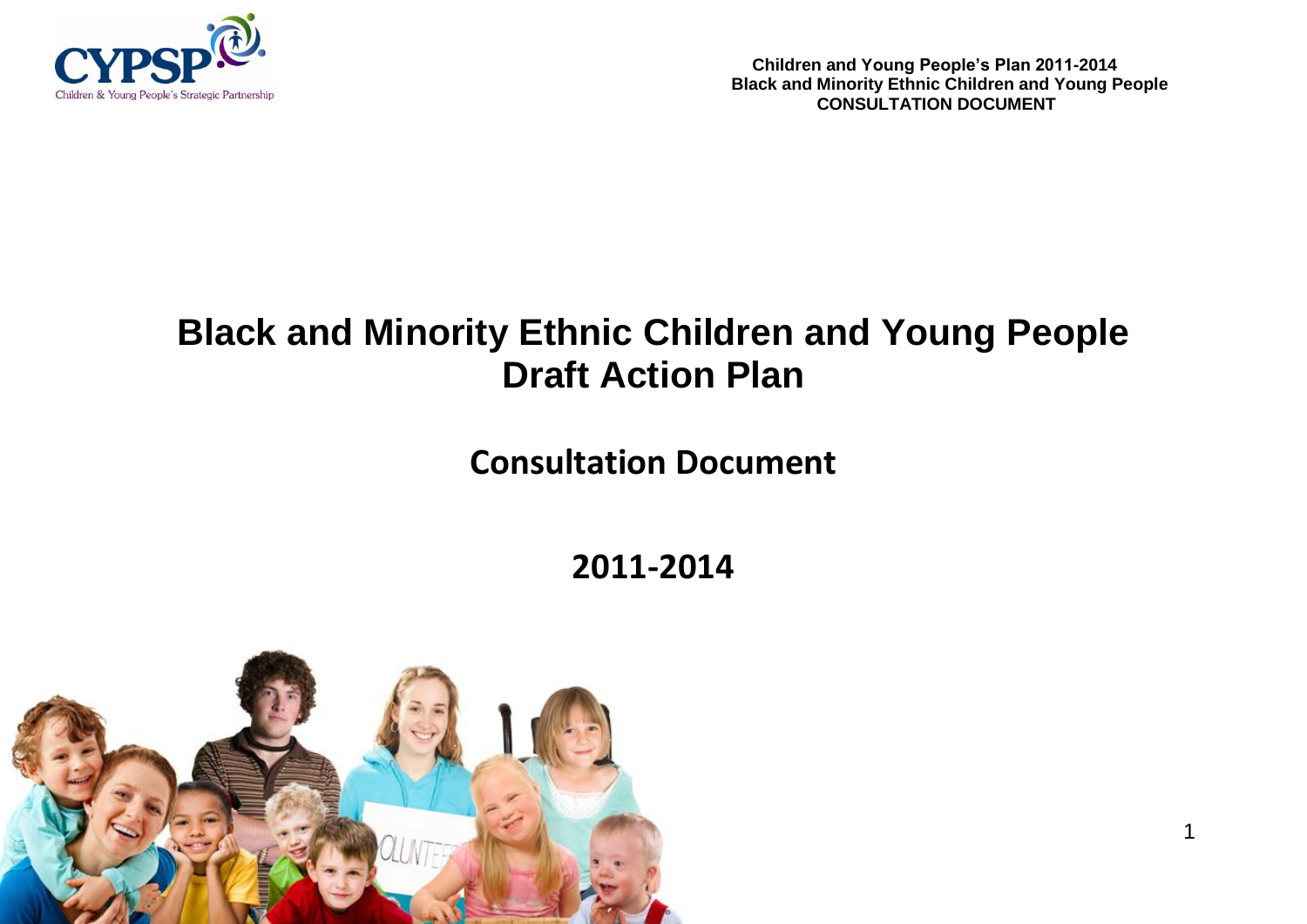Children and Young People's Plan 2011-2014
Black and Minority Ethnic Children and Young People
CONSULTATION DOCUMENT

# Black and Minority Ethnic Children and Young People Draft Action Plan

## Consultation Document

## 2011-2014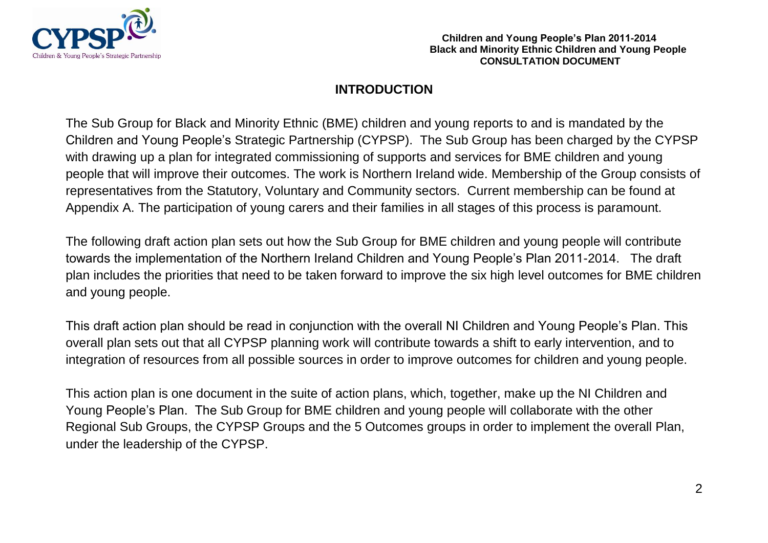## INTRODUCTION

The Sub Group for Black and Minority Ethnic (BME) children and young reports to and is mandated by the Children and Young People's Strategic Partnership (CYPSP). The Sub Group has been charged by the CYPSP with drawing up a plan for integrated commissioning of supports and services for BME children and young people that will improve their outcomes. The work is Northern Ireland wide. Membership of the Group consists of representatives from the Statutory, Voluntary and Community sectors. Current membership can be found at Appendix A. The participation of young carers and their families in all stages of this process is paramount.

The following draft action plan sets out how the Sub Group for BME children and young people will contribute towards the implementation of the Northern Ireland Children and Young People's Plan 2011-2014. The draft plan includes the priorities that need to be taken forward to improve the six high level outcomes for BME children and young people.

This draft action plan should be read in conjunction with the overall NI Children and Young People's Plan. This overall plan sets out that all CYPSP planning work will contribute towards a shift to early intervention, and to integration of resources from all possible sources in order to improve outcomes for children and young people.

This action plan is one document in the suite of action plans, which, together, make up the NI Children and Young People's Plan. The Sub Group for BME children and young people will collaborate with the other Regional Sub Groups, the CYPSP Groups and the 5 Outcomes groups in order to implement the overall Plan, under the leadership of the CYPSP.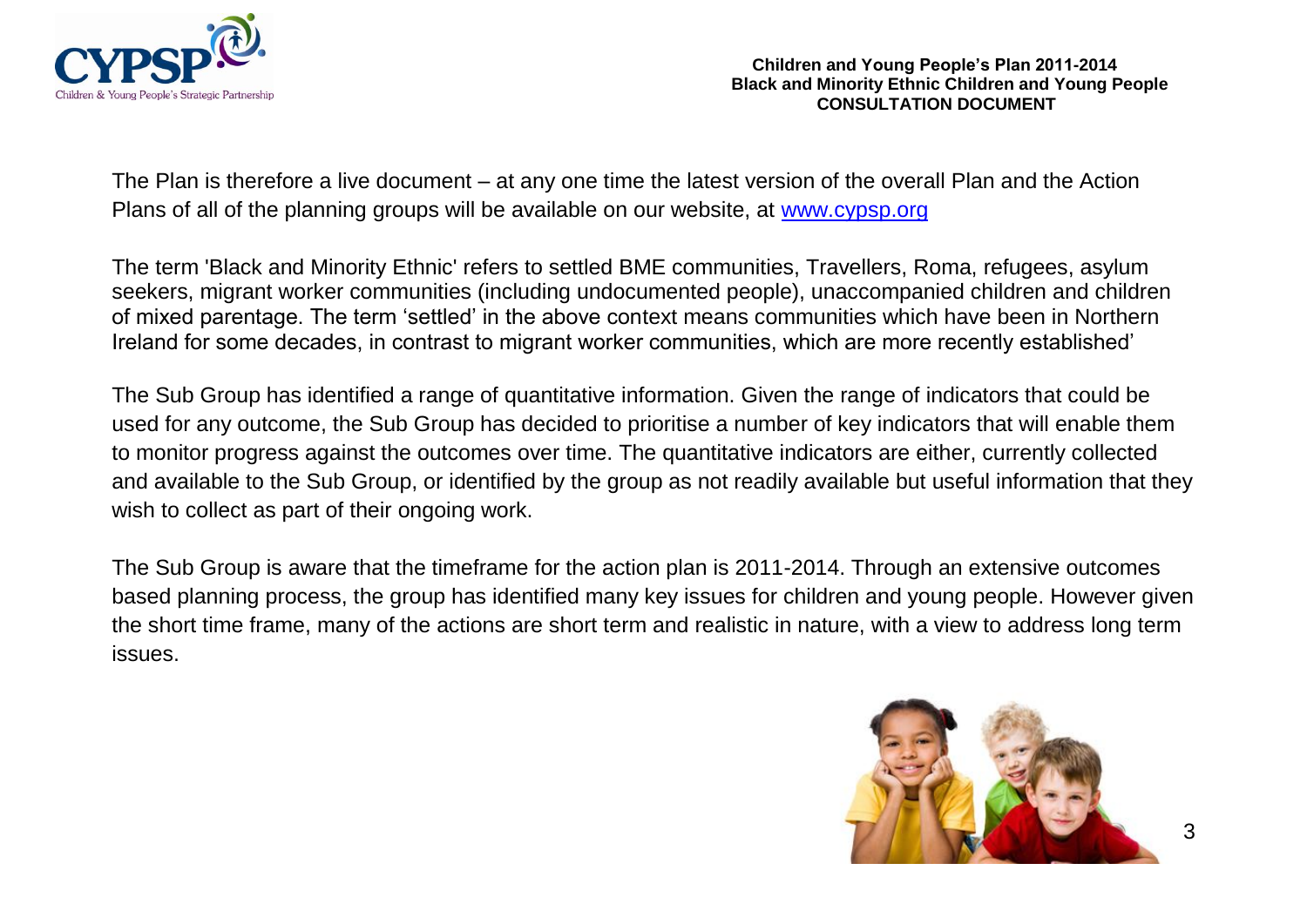The Plan is therefore a live document – at any one time the latest version of the overall Plan and the Action Plans of all of the planning groups will be available on our website, at [www.cypsp.org](http://www.cypsp.org)

The term 'Black and Minority Ethnic' refers to settled BME communities, Travellers, Roma, refugees, asylum seekers, migrant worker communities (including undocumented people), unaccompanied children and children of mixed parentage. The term 'settled' in the above context means communities which have been in Northern Ireland for some decades, in contrast to migrant worker communities, which are more recently established'

The Sub Group has identified a range of quantitative information. Given the range of indicators that could be used for any outcome, the Sub Group has decided to prioritise a number of key indicators that will enable them to monitor progress against the outcomes over time. The quantitative indicators are either, currently collected and available to the Sub Group, or identified by the group as not readily available but useful information that they wish to collect as part of their ongoing work.

The Sub Group is aware that the timeframe for the action plan is 2011-2014. Through an extensive outcomes based planning process, the group has identified many key issues for children and young people. However given the short time frame, many of the actions are short term and realistic in nature, with a view to address long term issues.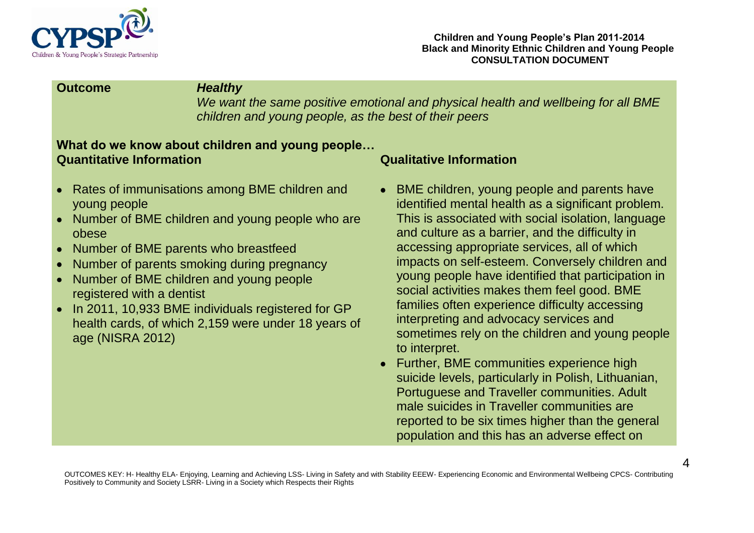**Outcome** ***Healthy***

*We want the same positive emotional and physical health and wellbeing for all BME children and young people, as the best of their peers*

### What do we know about children and young people…

### Quantitative Information

- Rates of immunisations among BME children and young people
- Number of BME children and young people who are obese
- Number of BME parents who breastfeed
- Number of parents smoking during pregnancy
- Number of BME children and young people registered with a dentist
- In 2011, 10,933 BME individuals registered for GP health cards, of which 2,159 were under 18 years of age (NISRA 2012)

### Qualitative Information

- BME children, young people and parents have identified mental health as a significant problem. This is associated with social isolation, language and culture as a barrier, and the difficulty in accessing appropriate services, all of which impacts on self-esteem. Conversely children and young people have identified that participation in social activities makes them feel good. BME families often experience difficulty accessing interpreting and advocacy services and sometimes rely on the children and young people to interpret.
- Further, BME communities experience high suicide levels, particularly in Polish, Lithuanian, Portuguese and Traveller communities. Adult male suicides in Traveller communities are reported to be six times higher than the general population and this has an adverse effect on

OUTCOMES KEY: H- Healthy ELA- Enjoying, Learning and Achieving LSS- Living in Safety and with Stability EEEW- Experiencing Economic and Environmental Wellbeing CPCS- Contributing Positively to Community and Society LSRR- Living in a Society which Respects their Rights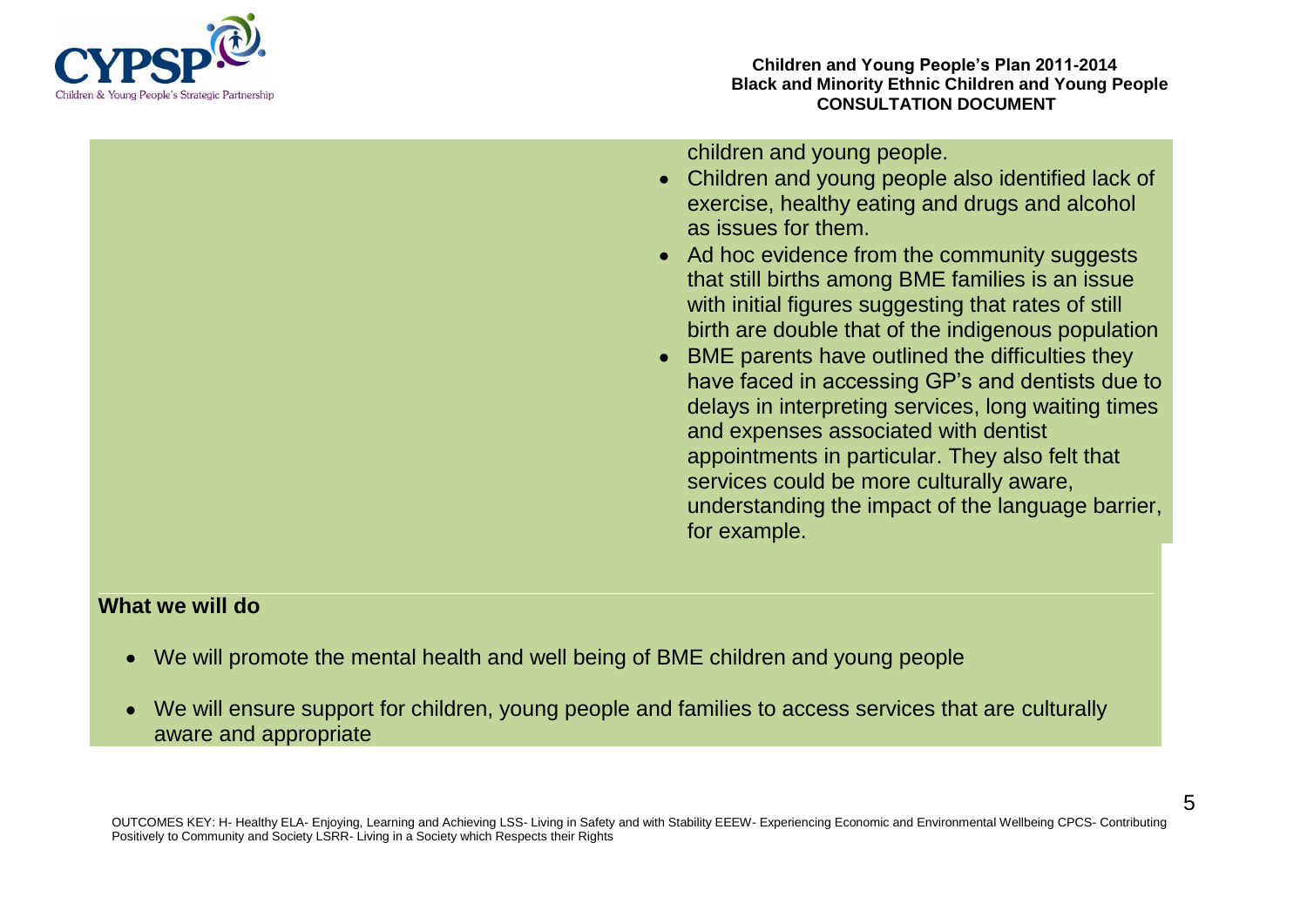children and young people.

- Children and young people also identified lack of exercise, healthy eating and drugs and alcohol as issues for them.
- Ad hoc evidence from the community suggests that still births among BME families is an issue with initial figures suggesting that rates of still birth are double that of the indigenous population
- BME parents have outlined the difficulties they have faced in accessing GP's and dentists due to delays in interpreting services, long waiting times and expenses associated with dentist appointments in particular. They also felt that services could be more culturally aware, understanding the impact of the language barrier, for example.

**What we will do**

- We will promote the mental health and well being of BME children and young people
- We will ensure support for children, young people and families to access services that are culturally aware and appropriate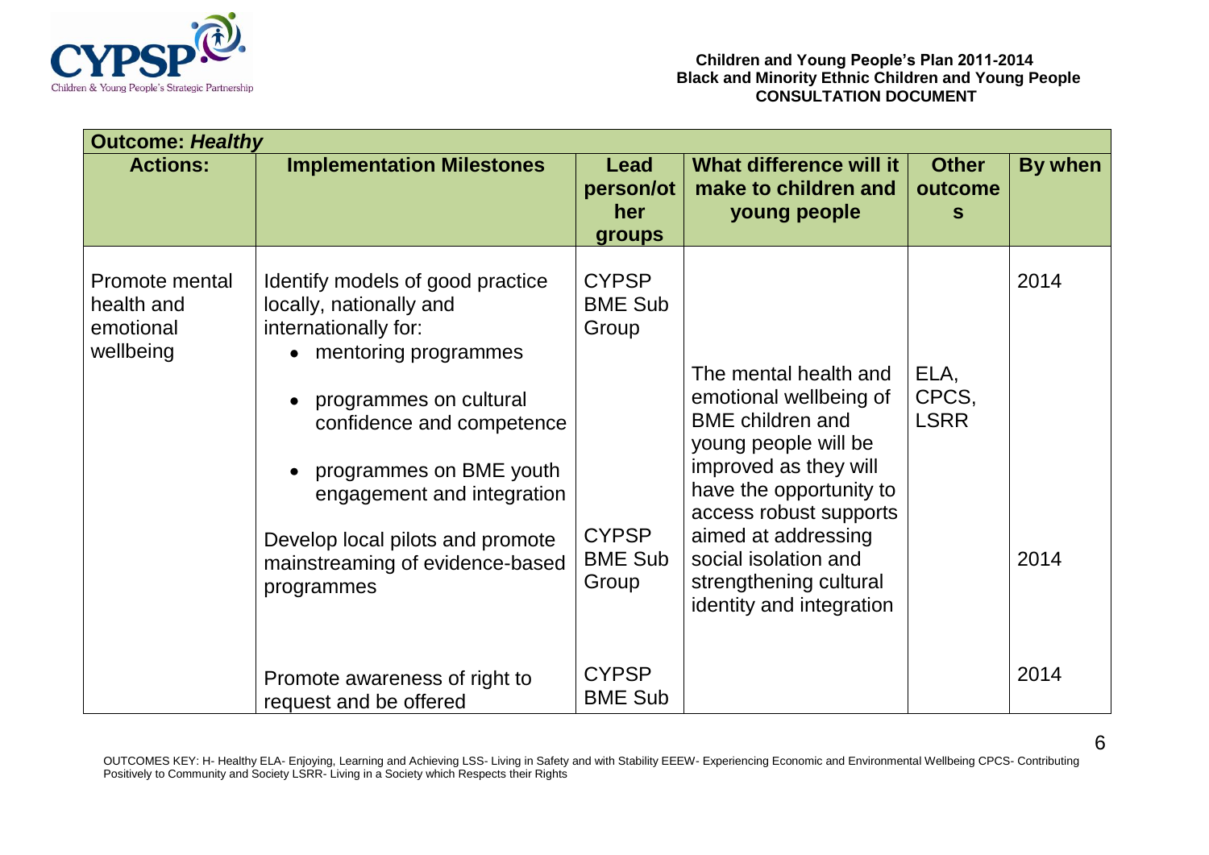| Outcome: *Healthy* | | | | | |
|---|---|---|---|---|---|
| **Actions:** | **Implementation Milestones** | **Lead person/other groups** | **What difference will it make to children and young people** | **Other outcomes** | **By when** |
| Promote mental health and emotional wellbeing | Identify models of good practice locally, nationally and internationally for:<br>• mentoring programmes<br>• programmes on cultural confidence and competence<br>• programmes on BME youth engagement and integration | CYPSP BME Sub Group | The mental health and emotional wellbeing of BME children and young people will be improved as they will have the opportunity to access robust supports aimed at addressing social isolation and strengthening cultural identity and integration | ELA, CPCS, LSRR | 2014 |
| | Develop local pilots and promote mainstreaming of evidence-based programmes | CYPSP BME Sub Group | | | 2014 |
| | Promote awareness of right to request and be offered | CYPSP BME Sub | | | 2014 |

OUTCOMES KEY: H- Healthy ELA- Enjoying, Learning and Achieving LSS- Living in Safety and with Stability EEEW- Experiencing Economic and Environmental Wellbeing CPCS- Contributing Positively to Community and Society LSRR- Living in a Society which Respects their Rights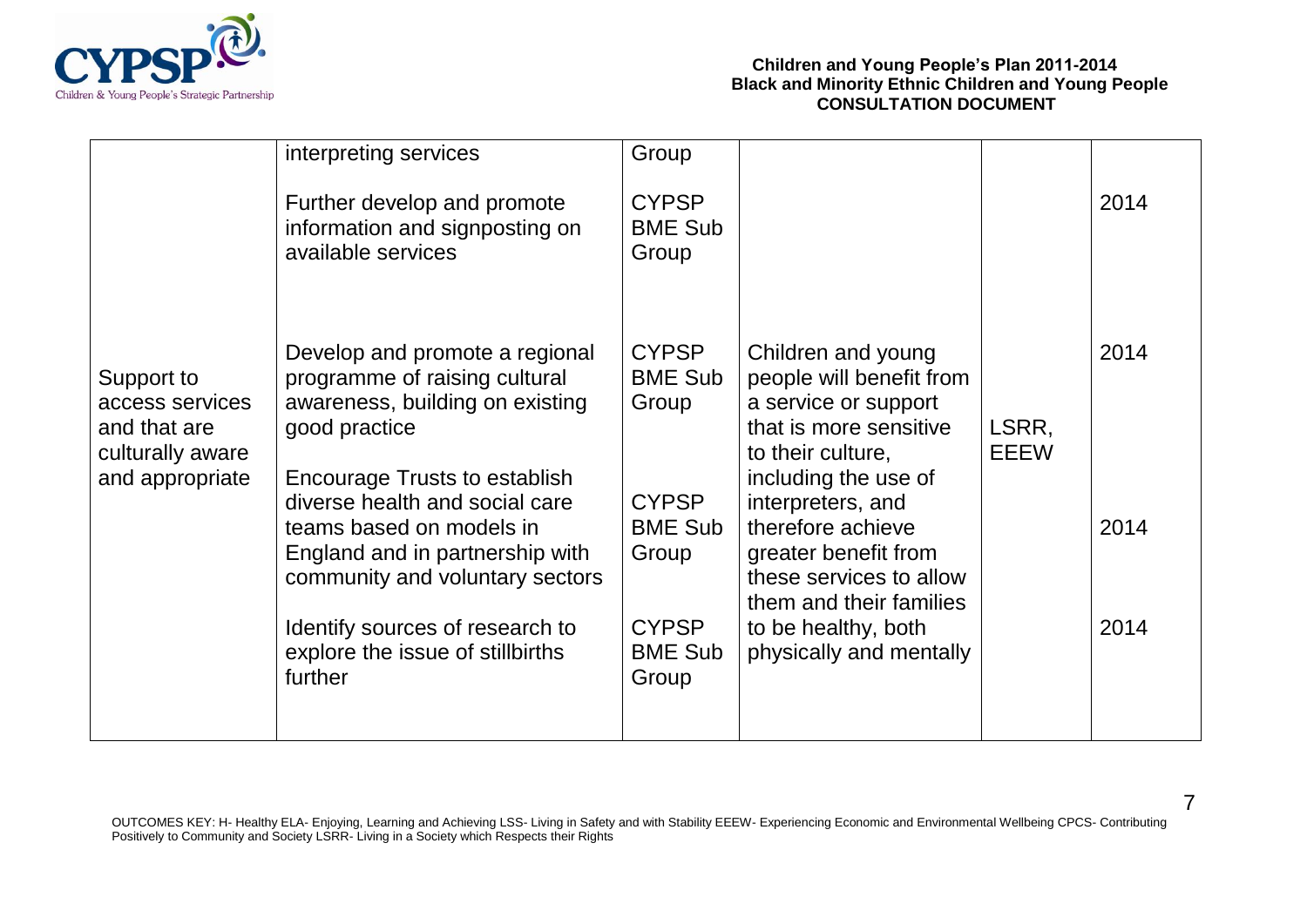| | | | | | |
|---|---|---|---|---|---|
| | interpreting services | Group | | | |
| | Further develop and promote information and signposting on available services | CYPSP BME Sub Group | | | 2014 |
| Support to access services and that are culturally aware and appropriate | Develop and promote a regional programme of raising cultural awareness, building on existing good practice | CYPSP BME Sub Group | Children and young people will benefit from a service or support that is more sensitive to their culture, including the use of interpreters, and therefore achieve greater benefit from these services to allow them and their families to be healthy, both physically and mentally | LSRR, EEEW | 2014 |
| | Encourage Trusts to establish diverse health and social care teams based on models in England and in partnership with community and voluntary sectors | CYPSP BME Sub Group | | | 2014 |
| | Identify sources of research to explore the issue of stillbirths further | CYPSP BME Sub Group | | | 2014 |

OUTCOMES KEY: H- Healthy ELA- Enjoying, Learning and Achieving LSS- Living in Safety and with Stability EEEW- Experiencing Economic and Environmental Wellbeing CPCS- Contributing Positively to Community and Society LSRR- Living in a Society which Respects their Rights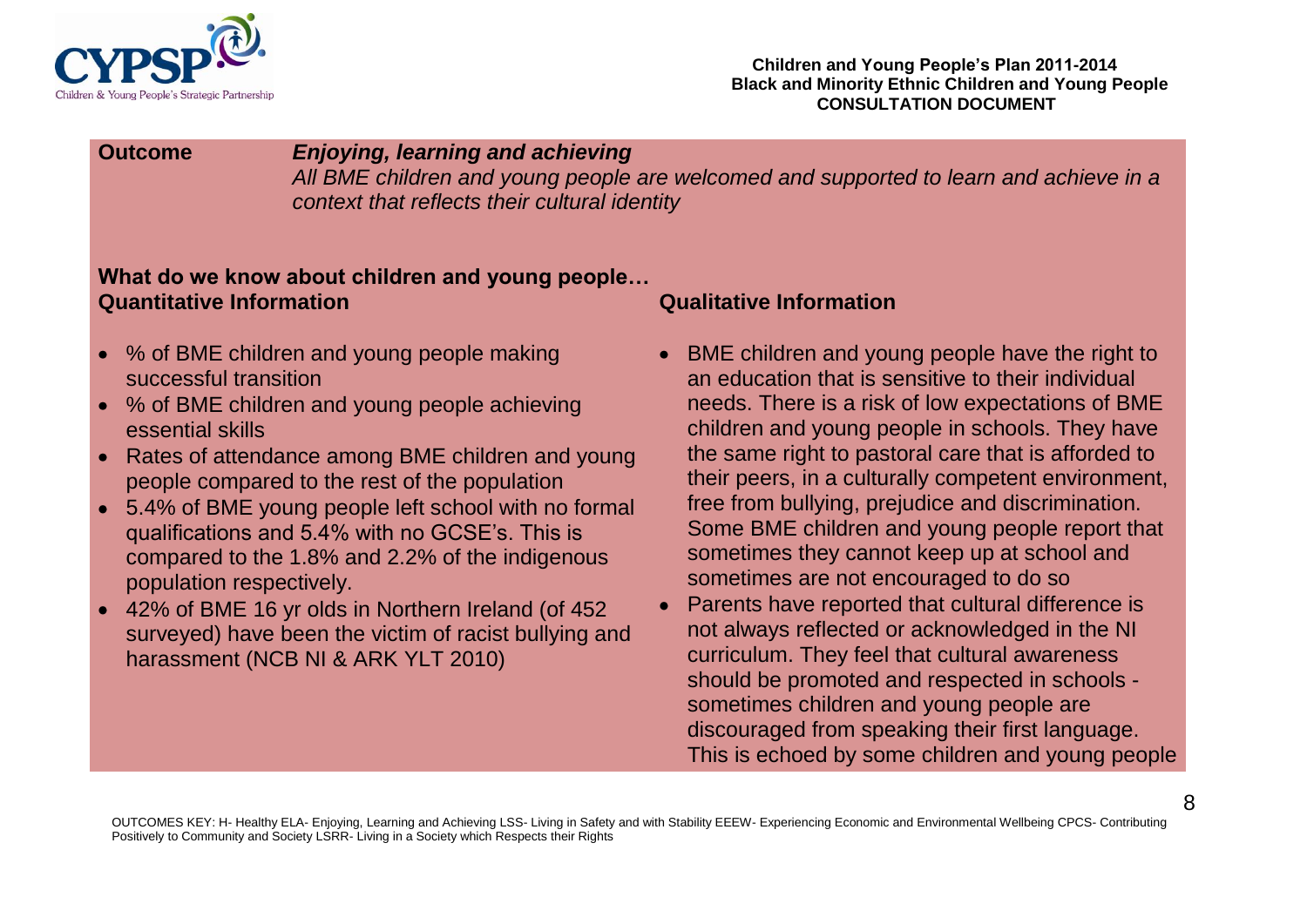**Outcome** ***Enjoying, learning and achieving***

*All BME children and young people are welcomed and supported to learn and achieve in a context that reflects their cultural identity*

**What do we know about children and young people…**

**Quantitative Information**

- % of BME children and young people making successful transition
- % of BME children and young people achieving essential skills
- Rates of attendance among BME children and young people compared to the rest of the population
- 5.4% of BME young people left school with no formal qualifications and 5.4% with no GCSE's. This is compared to the 1.8% and 2.2% of the indigenous population respectively.
- 42% of BME 16 yr olds in Northern Ireland (of 452 surveyed) have been the victim of racist bullying and harassment (NCB NI & ARK YLT 2010)

**Qualitative Information**

- BME children and young people have the right to an education that is sensitive to their individual needs. There is a risk of low expectations of BME children and young people in schools. They have the same right to pastoral care that is afforded to their peers, in a culturally competent environment, free from bullying, prejudice and discrimination. Some BME children and young people report that sometimes they cannot keep up at school and sometimes are not encouraged to do so
- Parents have reported that cultural difference is not always reflected or acknowledged in the NI curriculum. They feel that cultural awareness should be promoted and respected in schools - sometimes children and young people are discouraged from speaking their first language. This is echoed by some children and young people

OUTCOMES KEY: H- Healthy ELA- Enjoying, Learning and Achieving LSS- Living in Safety and with Stability EEEW- Experiencing Economic and Environmental Wellbeing CPCS- Contributing Positively to Community and Society LSRR- Living in a Society which Respects their Rights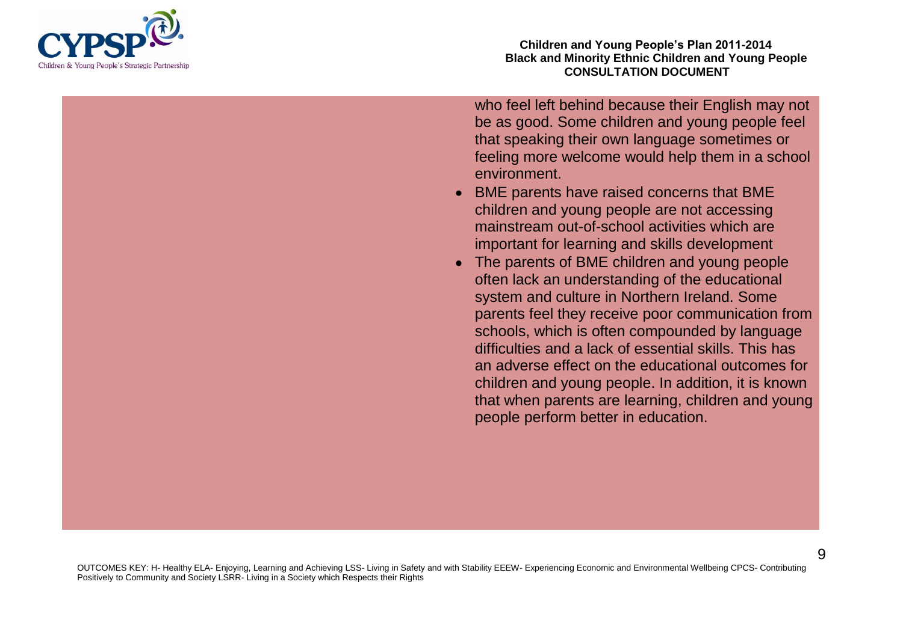who feel left behind because their English may not be as good. Some children and young people feel that speaking their own language sometimes or feeling more welcome would help them in a school environment.

- BME parents have raised concerns that BME children and young people are not accessing mainstream out-of-school activities which are important for learning and skills development
- The parents of BME children and young people often lack an understanding of the educational system and culture in Northern Ireland. Some parents feel they receive poor communication from schools, which is often compounded by language difficulties and a lack of essential skills. This has an adverse effect on the educational outcomes for children and young people. In addition, it is known that when parents are learning, children and young people perform better in education.

OUTCOMES KEY: H- Healthy ELA- Enjoying, Learning and Achieving LSS- Living in Safety and with Stability EEEW- Experiencing Economic and Environmental Wellbeing CPCS- Contributing Positively to Community and Society LSRR- Living in a Society which Respects their Rights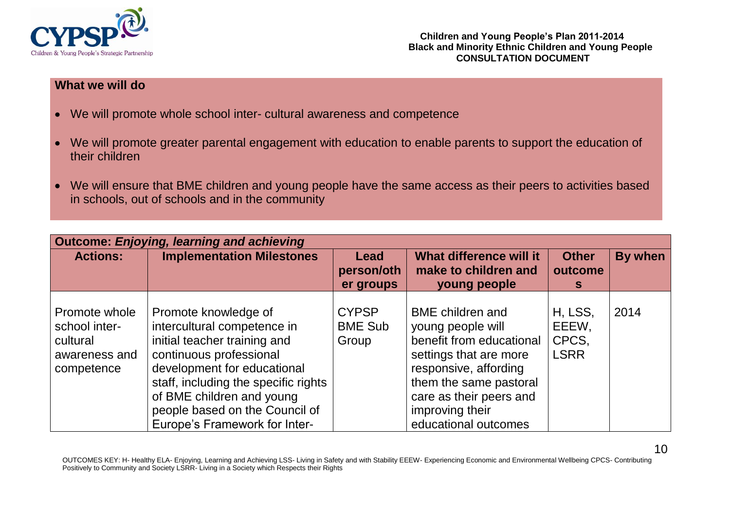**What we will do**

- We will promote whole school inter- cultural awareness and competence
- We will promote greater parental engagement with education to enable parents to support the education of their children
- We will ensure that BME children and young people have the same access as their peers to activities based in schools, out of schools and in the community

| **Outcome: *Enjoying, learning and achieving*** | | | | | |
|---|---|---|---|---|---|
| **Actions:** | **Implementation Milestones** | **Lead person/other groups** | **What difference will it make to children and young people** | **Other outcomes** | **By when** |
| Promote whole school inter-cultural awareness and competence | Promote knowledge of intercultural competence in initial teacher training and continuous professional development for educational staff, including the specific rights of BME children and young people based on the Council of Europe's Framework for Inter- | CYPSP BME Sub Group | BME children and young people will benefit from educational settings that are more responsive, affording them the same pastoral care as their peers and improving their educational outcomes | H, LSS, EEEW, CPCS, LSRR | 2014 |

OUTCOMES KEY: H- Healthy ELA- Enjoying, Learning and Achieving LSS- Living in Safety and with Stability EEEW- Experiencing Economic and Environmental Wellbeing CPCS- Contributing Positively to Community and Society LSRR- Living in a Society which Respects their Rights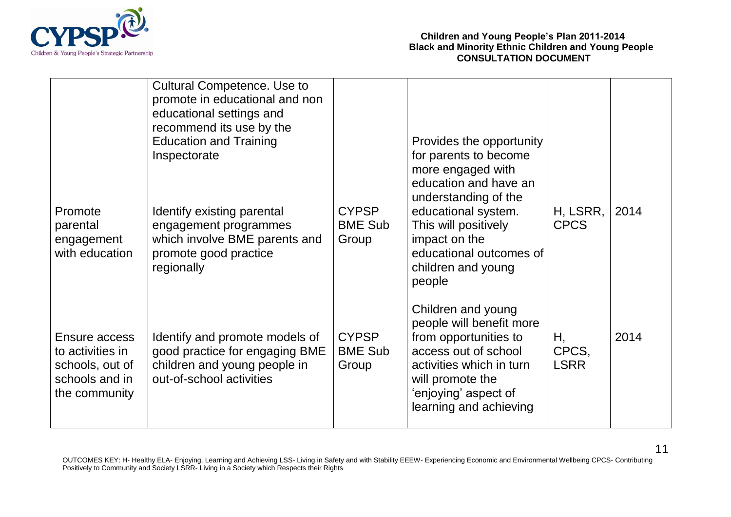| | | | | | |
|---|---|---|---|---|---|
| | Cultural Competence. Use to promote in educational and non educational settings and recommend its use by the Education and Training Inspectorate | | | | |
| Promote parental engagement with education | Identify existing parental engagement programmes which involve BME parents and promote good practice regionally | CYPSP BME Sub Group | Provides the opportunity for parents to become more engaged with education and have an understanding of the educational system. This will positively impact on the educational outcomes of children and young people | H, LSRR, CPCS | 2014 |
| Ensure access to activities in schools, out of schools and in the community | Identify and promote models of good practice for engaging BME children and young people in out-of-school activities | CYPSP BME Sub Group | Children and young people will benefit more from opportunities to access out of school activities which in turn will promote the 'enjoying' aspect of learning and achieving | H, CPCS, LSRR | 2014 |

OUTCOMES KEY: H- Healthy ELA- Enjoying, Learning and Achieving LSS- Living in Safety and with Stability EEEW- Experiencing Economic and Environmental Wellbeing CPCS- Contributing Positively to Community and Society LSRR- Living in a Society which Respects their Rights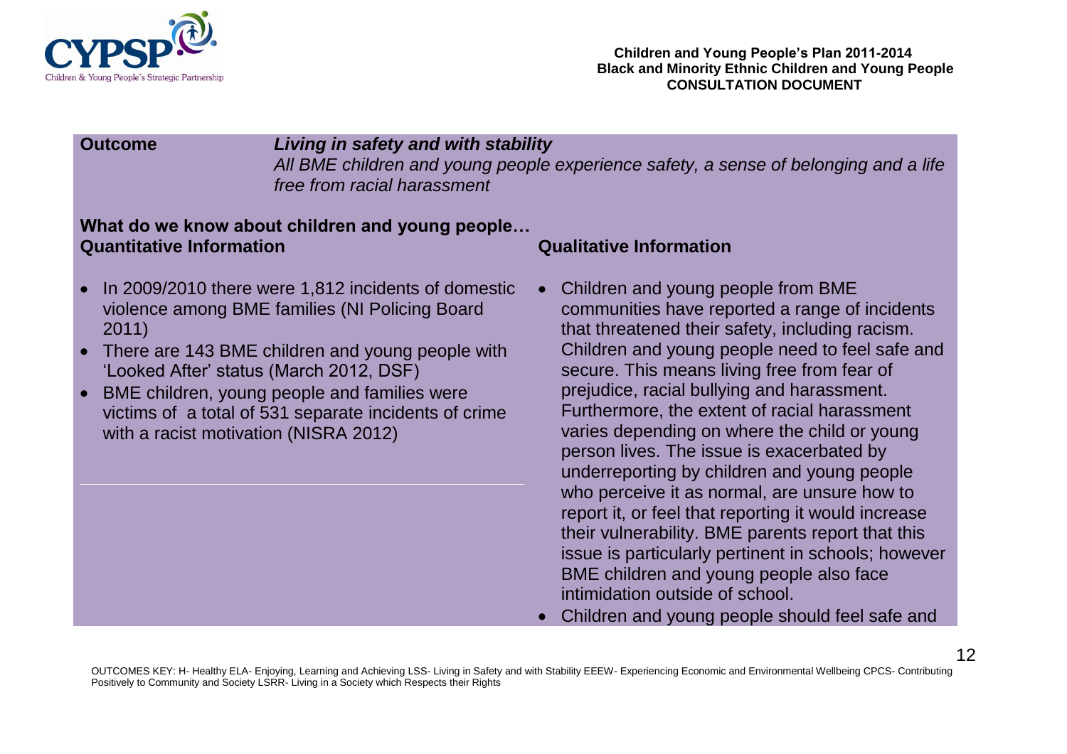**Outcome** ***Living in safety and with stability***

*All BME children and young people experience safety, a sense of belonging and a life free from racial harassment*

**What do we know about children and young people…**

**Quantitative Information**

- In 2009/2010 there were 1,812 incidents of domestic violence among BME families (NI Policing Board 2011)
- There are 143 BME children and young people with 'Looked After' status (March 2012, DSF)
- BME children, young people and families were victims of a total of 531 separate incidents of crime with a racist motivation (NISRA 2012)

**Qualitative Information**

- Children and young people from BME communities have reported a range of incidents that threatened their safety, including racism. Children and young people need to feel safe and secure. This means living free from fear of prejudice, racial bullying and harassment. Furthermore, the extent of racial harassment varies depending on where the child or young person lives. The issue is exacerbated by underreporting by children and young people who perceive it as normal, are unsure how to report it, or feel that reporting it would increase their vulnerability. BME parents report that this issue is particularly pertinent in schools; however BME children and young people also face intimidation outside of school.
- Children and young people should feel safe and

OUTCOMES KEY: H- Healthy ELA- Enjoying, Learning and Achieving LSS- Living in Safety and with Stability EEEW- Experiencing Economic and Environmental Wellbeing CPCS- Contributing Positively to Community and Society LSRR- Living in a Society which Respects their Rights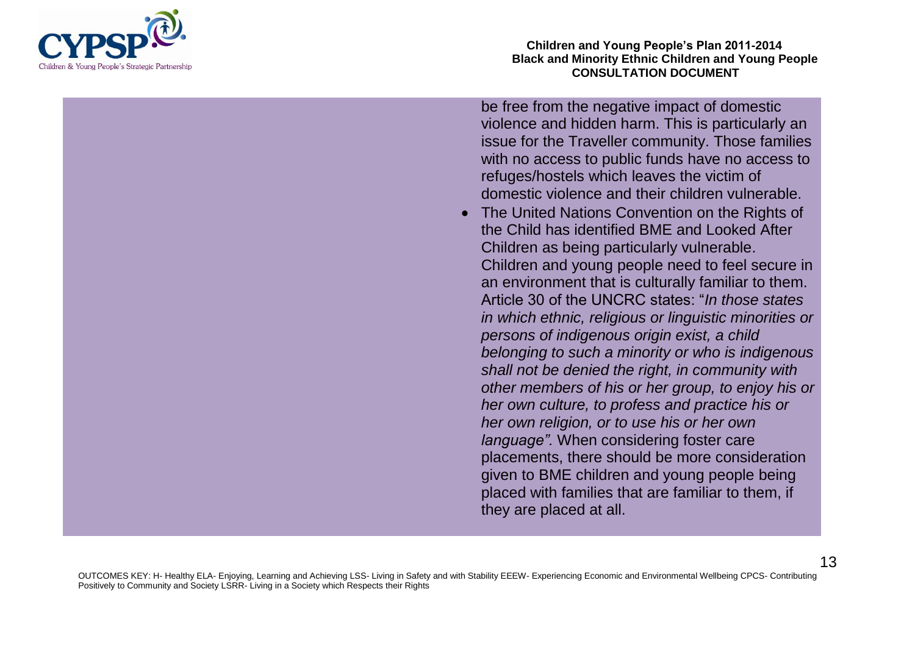be free from the negative impact of domestic violence and hidden harm. This is particularly an issue for the Traveller community. Those families with no access to public funds have no access to refuges/hostels which leaves the victim of domestic violence and their children vulnerable.

- The United Nations Convention on the Rights of the Child has identified BME and Looked After Children as being particularly vulnerable. Children and young people need to feel secure in an environment that is culturally familiar to them. Article 30 of the UNCRC states: "*In those states in which ethnic, religious or linguistic minorities or persons of indigenous origin exist, a child belonging to such a minority or who is indigenous shall not be denied the right, in community with other members of his or her group, to enjoy his or her own culture, to profess and practice his or her own religion, or to use his or her own language".* When considering foster care placements, there should be more consideration given to BME children and young people being placed with families that are familiar to them, if they are placed at all.

OUTCOMES KEY: H- Healthy ELA- Enjoying, Learning and Achieving LSS- Living in Safety and with Stability EEEW- Experiencing Economic and Environmental Wellbeing CPCS- Contributing Positively to Community and Society LSRR- Living in a Society which Respects their Rights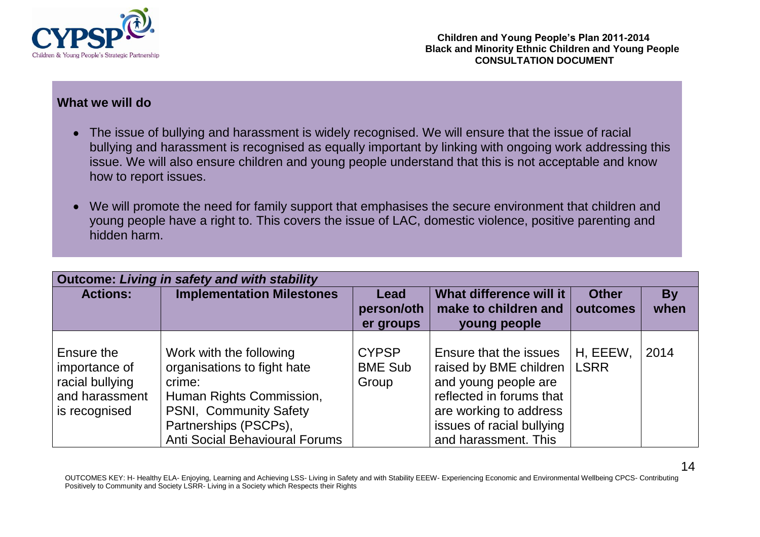### What we will do

- The issue of bullying and harassment is widely recognised. We will ensure that the issue of racial bullying and harassment is recognised as equally important by linking with ongoing work addressing this issue. We will also ensure children and young people understand that this is not acceptable and know how to report issues.
- We will promote the need for family support that emphasises the secure environment that children and young people have a right to. This covers the issue of LAC, domestic violence, positive parenting and hidden harm.

| **Outcome: *Living in safety and with stability*** | | | | | |
|---|---|---|---|---|---|
| **Actions:** | **Implementation Milestones** | **Lead person/other groups** | **What difference will it make to children and young people** | **Other outcomes** | **By when** |
| Ensure the importance of racial bullying and harassment is recognised | Work with the following organisations to fight hate crime: Human Rights Commission, PSNI, Community Safety Partnerships (PSCPs), Anti Social Behavioural Forums | CYPSP BME Sub Group | Ensure that the issues raised by BME children and young people are reflected in forums that are working to address issues of racial bullying and harassment. This | H, EEEW, LSRR | 2014 |

OUTCOMES KEY: H- Healthy ELA- Enjoying, Learning and Achieving LSS- Living in Safety and with Stability EEEW- Experiencing Economic and Environmental Wellbeing CPCS- Contributing Positively to Community and Society LSRR- Living in a Society which Respects their Rights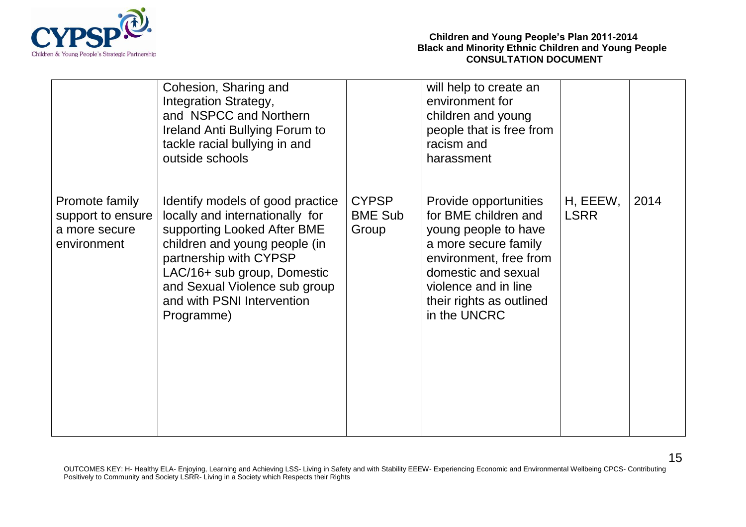|  |  |  |  |  |  |
|---|---|---|---|---|---|
|  | Cohesion, Sharing and Integration Strategy, and NSPCC and Northern Ireland Anti Bullying Forum to tackle racial bullying in and outside schools |  | will help to create an environment for children and young people that is free from racism and harassment |  |  |
| Promote family support to ensure a more secure environment | Identify models of good practice locally and internationally for supporting Looked After BME children and young people (in partnership with CYPSP LAC/16+ sub group, Domestic and Sexual Violence sub group and with PSNI Intervention Programme) | CYPSP BME Sub Group | Provide opportunities for BME children and young people to have a more secure family environment, free from domestic and sexual violence and in line their rights as outlined in the UNCRC | H, EEEW, LSRR | 2014 |

OUTCOMES KEY: H- Healthy ELA- Enjoying, Learning and Achieving LSS- Living in Safety and with Stability EEEW- Experiencing Economic and Environmental Wellbeing CPCS- Contributing Positively to Community and Society LSRR- Living in a Society which Respects their Rights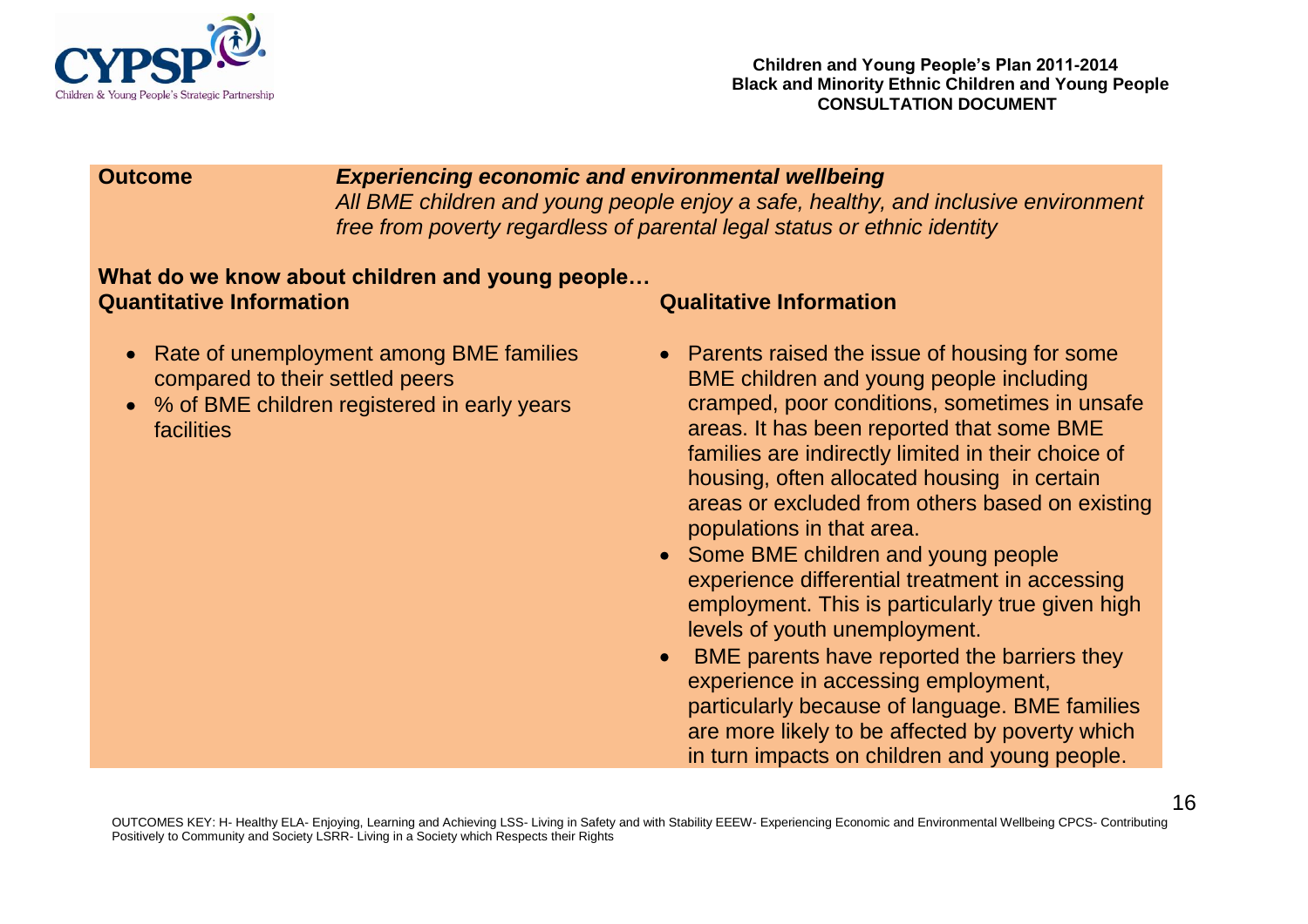**Outcome** ***Experiencing economic and environmental wellbeing***

*All BME children and young people enjoy a safe, healthy, and inclusive environment free from poverty regardless of parental legal status or ethnic identity*

**What do we know about children and young people…**

**Quantitative Information**

- Rate of unemployment among BME families compared to their settled peers
- % of BME children registered in early years facilities

**Qualitative Information**

- Parents raised the issue of housing for some BME children and young people including cramped, poor conditions, sometimes in unsafe areas. It has been reported that some BME families are indirectly limited in their choice of housing, often allocated housing in certain areas or excluded from others based on existing populations in that area.
- Some BME children and young people experience differential treatment in accessing employment. This is particularly true given high levels of youth unemployment.
- BME parents have reported the barriers they experience in accessing employment, particularly because of language. BME families are more likely to be affected by poverty which in turn impacts on children and young people.

OUTCOMES KEY: H- Healthy ELA- Enjoying, Learning and Achieving LSS- Living in Safety and with Stability EEEW- Experiencing Economic and Environmental Wellbeing CPCS- Contributing Positively to Community and Society LSRR- Living in a Society which Respects their Rights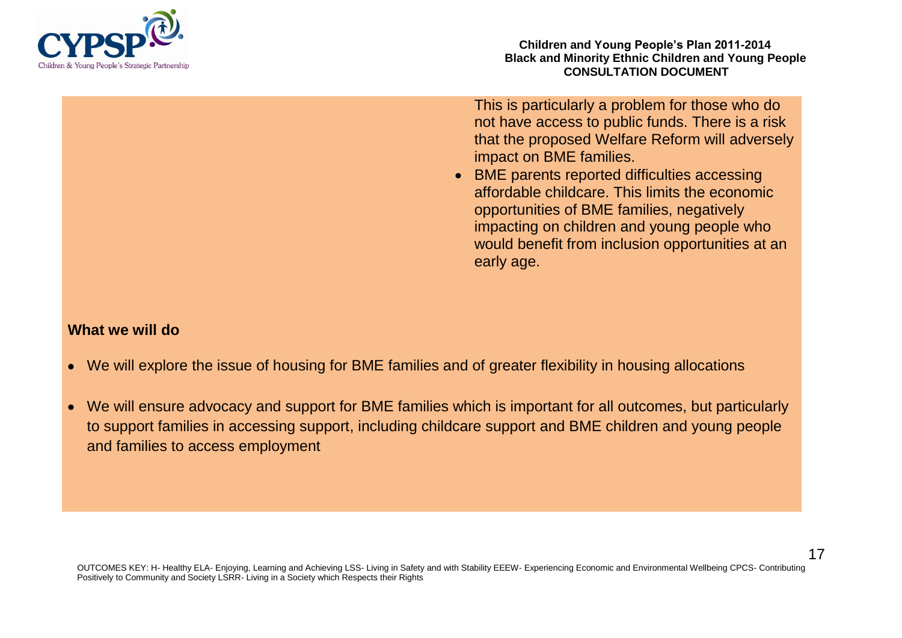This is particularly a problem for those who do not have access to public funds. There is a risk that the proposed Welfare Reform will adversely impact on BME families.

- BME parents reported difficulties accessing affordable childcare. This limits the economic opportunities of BME families, negatively impacting on children and young people who would benefit from inclusion opportunities at an early age.

**What we will do**

- We will explore the issue of housing for BME families and of greater flexibility in housing allocations
- We will ensure advocacy and support for BME families which is important for all outcomes, but particularly to support families in accessing support, including childcare support and BME children and young people and families to access employment

OUTCOMES KEY: H- Healthy ELA- Enjoying, Learning and Achieving LSS- Living in Safety and with Stability EEEW- Experiencing Economic and Environmental Wellbeing CPCS- Contributing Positively to Community and Society LSRR- Living in a Society which Respects their Rights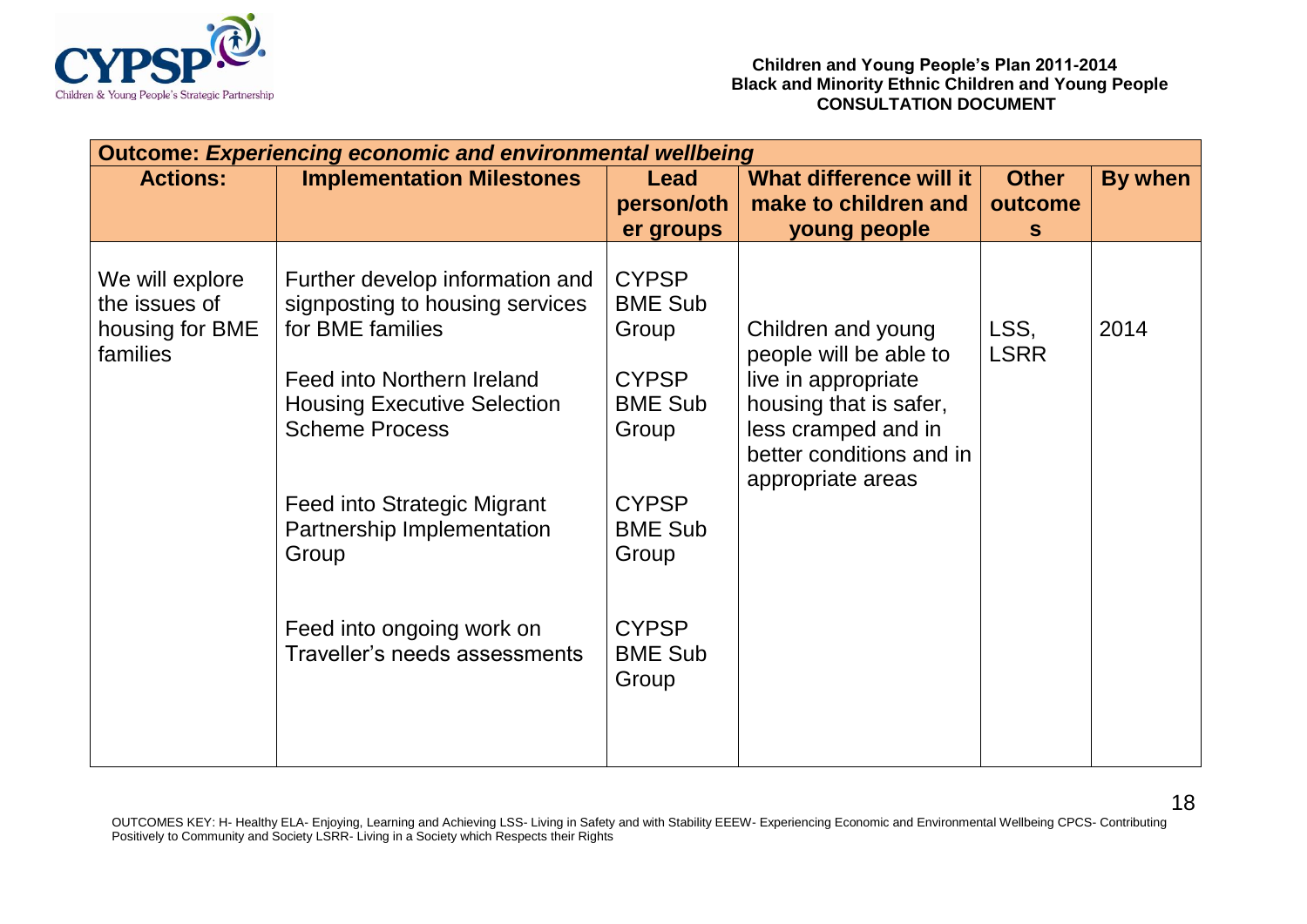| **Outcome: *Experiencing economic and environmental wellbeing*** | | | | | |
|---|---|---|---|---|---|
| **Actions:** | **Implementation Milestones** | **Lead person/others groups** | **What difference will it make to children and young people** | **Other outcomes** | **By when** |
| We will explore the issues of housing for BME families | Further develop information and signposting to housing services for BME families | CYPSP BME Sub Group | Children and young people will be able to live in appropriate housing that is safer, less cramped and in better conditions and in appropriate areas | LSS, LSRR | 2014 |
| | Feed into Northern Ireland Housing Executive Selection Scheme Process | CYPSP BME Sub Group | | | |
| | Feed into Strategic Migrant Partnership Implementation Group | CYPSP BME Sub Group | | | |
| | Feed into ongoing work on Traveller's needs assessments | CYPSP BME Sub Group | | | |

OUTCOMES KEY: H- Healthy ELA- Enjoying, Learning and Achieving LSS- Living in Safety and with Stability EEEW- Experiencing Economic and Environmental Wellbeing CPCS- Contributing Positively to Community and Society LSRR- Living in a Society which Respects their Rights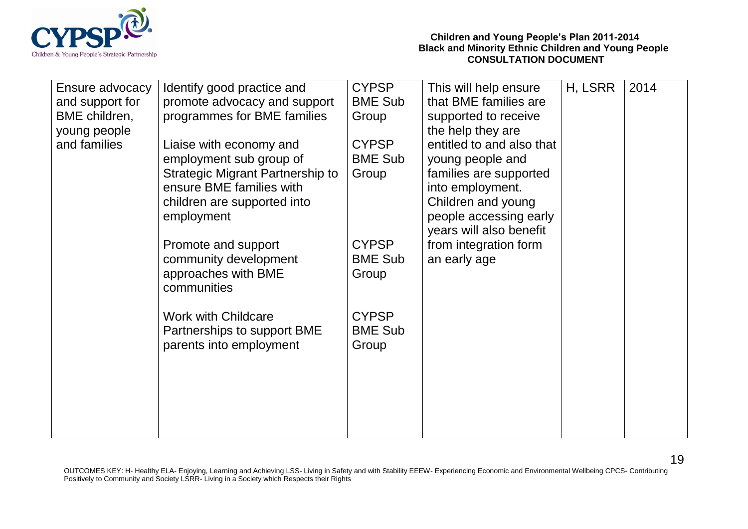| Ensure advocacy and support for BME children, young people and families | Identify good practice and promote advocacy and support programmes for BME families<br><br>Liaise with economy and employment sub group of Strategic Migrant Partnership to ensure BME families with children are supported into employment<br><br>Promote and support community development approaches with BME communities<br><br>Work with Childcare Partnerships to support BME parents into employment | CYPSP BME Sub Group<br><br>CYPSP BME Sub Group<br><br>CYPSP BME Sub Group<br><br>CYPSP BME Sub Group | This will help ensure that BME families are supported to receive the help they are entitled to and also that young people and families are supported into employment. Children and young people accessing early years will also benefit from integration form an early age | H, LSRR | 2014 |
|---|---|---|---|---|---|

OUTCOMES KEY: H- Healthy ELA- Enjoying, Learning and Achieving LSS- Living in Safety and with Stability EEEW- Experiencing Economic and Environmental Wellbeing CPCS- Contributing Positively to Community and Society LSRR- Living in a Society which Respects their Rights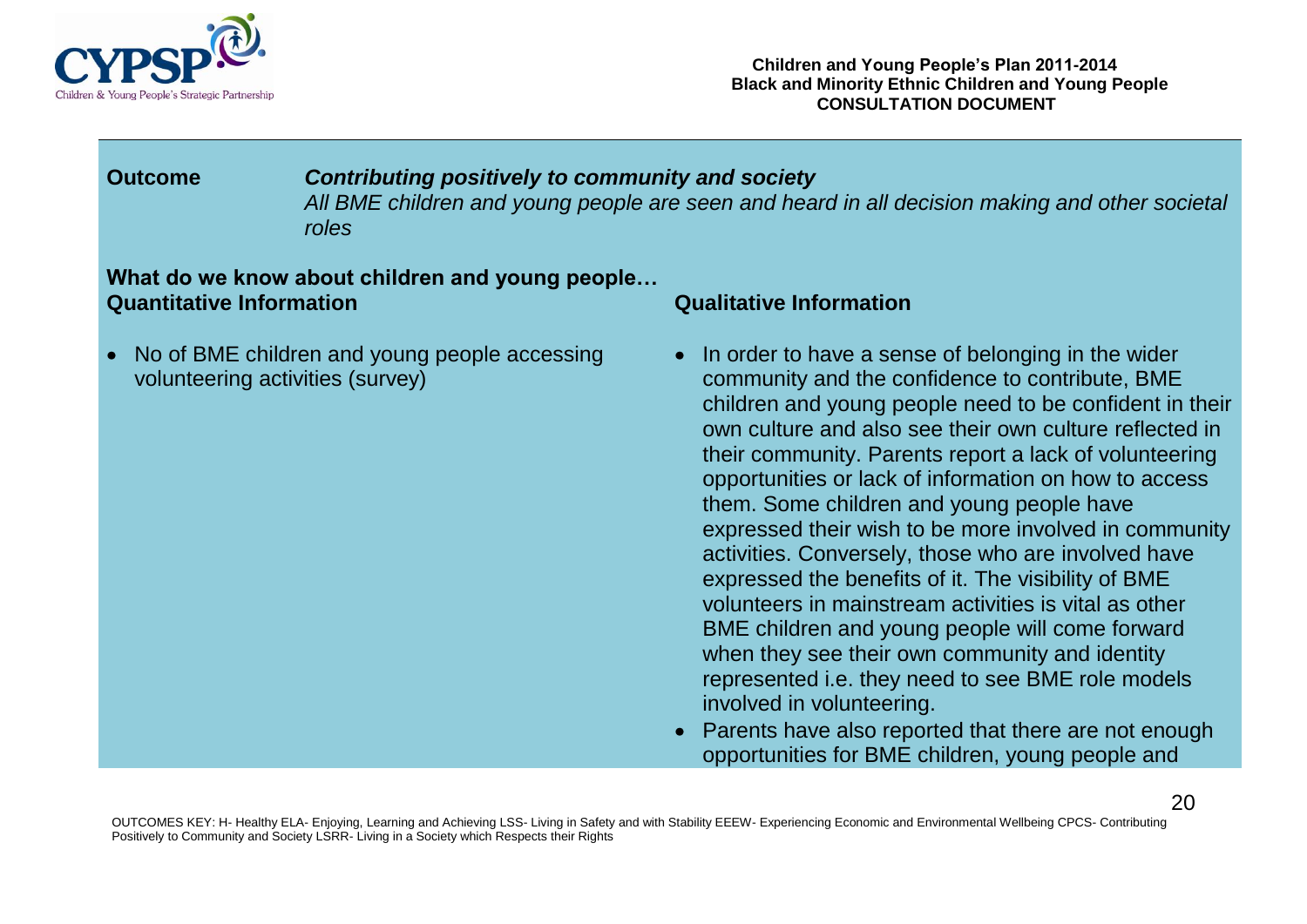**Outcome** ***Contributing positively to community and society***

*All BME children and young people are seen and heard in all decision making and other societal roles*

**What do we know about children and young people…**

**Quantitative Information**

- No of BME children and young people accessing volunteering activities (survey)

**Qualitative Information**

- In order to have a sense of belonging in the wider community and the confidence to contribute, BME children and young people need to be confident in their own culture and also see their own culture reflected in their community. Parents report a lack of volunteering opportunities or lack of information on how to access them. Some children and young people have expressed their wish to be more involved in community activities. Conversely, those who are involved have expressed the benefits of it. The visibility of BME volunteers in mainstream activities is vital as other BME children and young people will come forward when they see their own community and identity represented i.e. they need to see BME role models involved in volunteering.
- Parents have also reported that there are not enough opportunities for BME children, young people and

OUTCOMES KEY: H- Healthy ELA- Enjoying, Learning and Achieving LSS- Living in Safety and with Stability EEEW- Experiencing Economic and Environmental Wellbeing CPCS- Contributing Positively to Community and Society LSRR- Living in a Society which Respects their Rights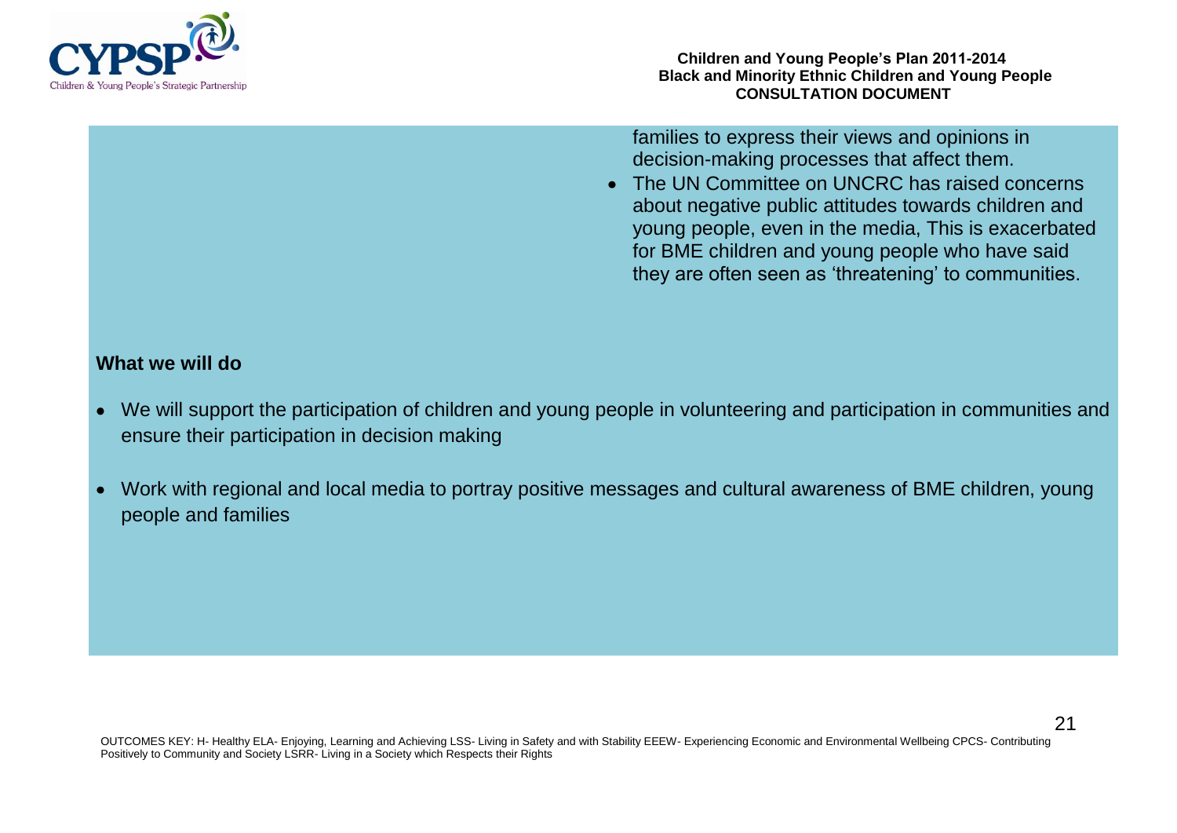families to express their views and opinions in decision-making processes that affect them.

- The UN Committee on UNCRC has raised concerns about negative public attitudes towards children and young people, even in the media, This is exacerbated for BME children and young people who have said they are often seen as 'threatening' to communities.

**What we will do**

- We will support the participation of children and young people in volunteering and participation in communities and ensure their participation in decision making
- Work with regional and local media to portray positive messages and cultural awareness of BME children, young people and families

OUTCOMES KEY: H- Healthy ELA- Enjoying, Learning and Achieving LSS- Living in Safety and with Stability EEEW- Experiencing Economic and Environmental Wellbeing CPCS- Contributing Positively to Community and Society LSRR- Living in a Society which Respects their Rights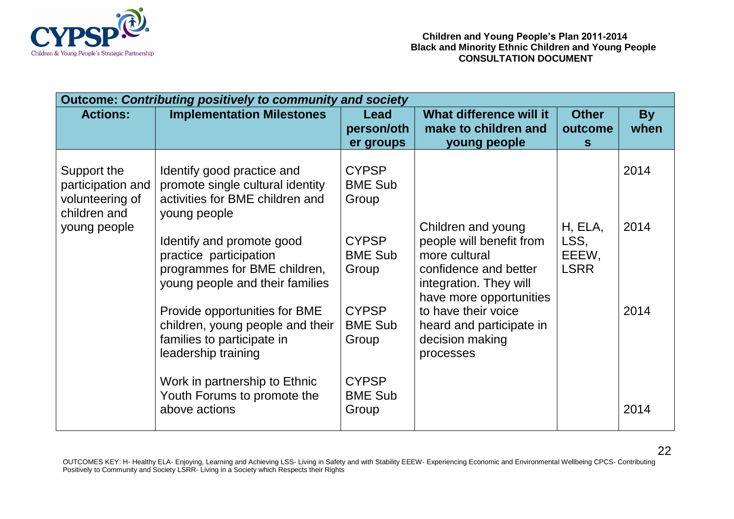**Children and Young People's Plan 2011-2014**
**Black and Minority Ethnic Children and Young People**
**CONSULTATION DOCUMENT**

| **Outcome: *Contributing positively to community and society*** | | | | | |
|---|---|---|---|---|---|
| **Actions:** | **Implementation Milestones** | **Lead person/other groups** | **What difference will it make to children and young people** | **Other outcomes** | **By when** |
| Support the participation and volunteering of children and young people | Identify good practice and promote single cultural identity activities for BME children and young people | CYPSP BME Sub Group | Children and young people will benefit from more cultural confidence and better integration. They will have more opportunities to have their voice heard and participate in decision making processes | H, ELA, LSS, EEEW, LSRR | 2014 |
| | Identify and promote good practice participation programmes for BME children, young people and their families | CYPSP BME Sub Group | | | 2014 |
| | Provide opportunities for BME children, young people and their families to participate in leadership training | CYPSP BME Sub Group | | | 2014 |
| | Work in partnership to Ethnic Youth Forums to promote the above actions | CYPSP BME Sub Group | | | 2014 |

OUTCOMES KEY: H- Healthy ELA- Enjoying, Learning and Achieving LSS- Living in Safety and with Stability EEEW- Experiencing Economic and Environmental Wellbeing CPCS- Contributing Positively to Community and Society LSRR- Living in a Society which Respects their Rights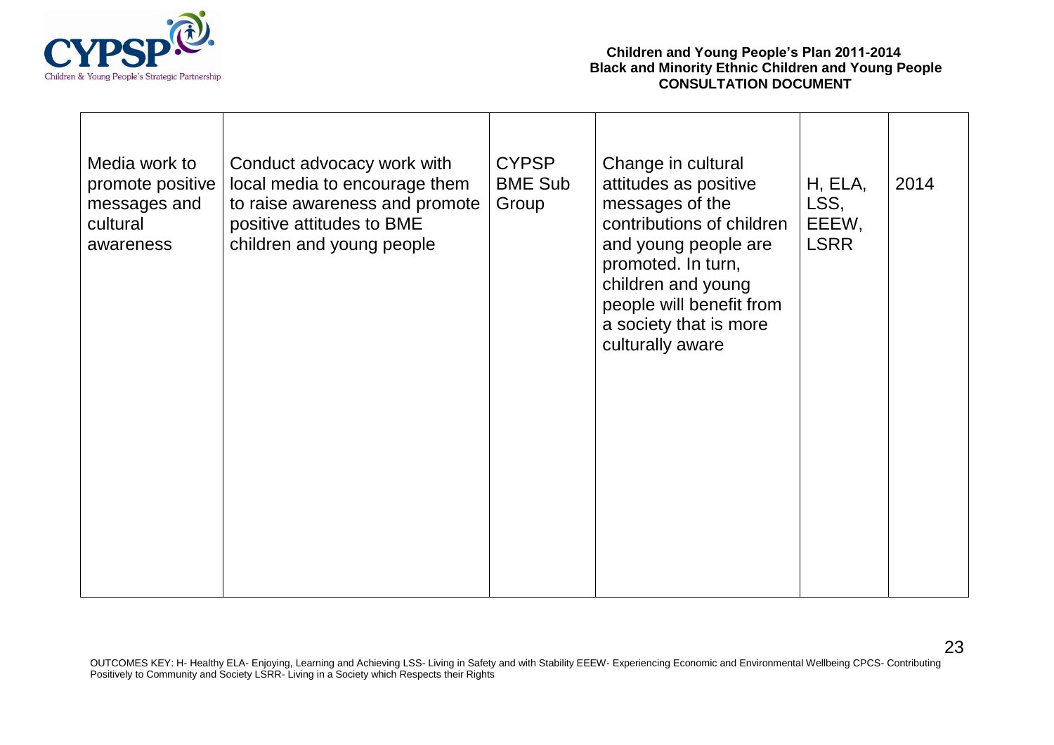| Media work to promote positive messages and cultural awareness | Conduct advocacy work with local media to encourage them to raise awareness and promote positive attitudes to BME children and young people | CYPSP BME Sub Group | Change in cultural attitudes as positive messages of the contributions of children and young people are promoted. In turn, children and young people will benefit from a society that is more culturally aware | H, ELA, LSS, EEEW, LSRR | 2014 |
|---|---|---|---|---|---|

OUTCOMES KEY: H- Healthy ELA- Enjoying, Learning and Achieving LSS- Living in Safety and with Stability EEEW- Experiencing Economic and Environmental Wellbeing CPCS- Contributing Positively to Community and Society LSRR- Living in a Society which Respects their Rights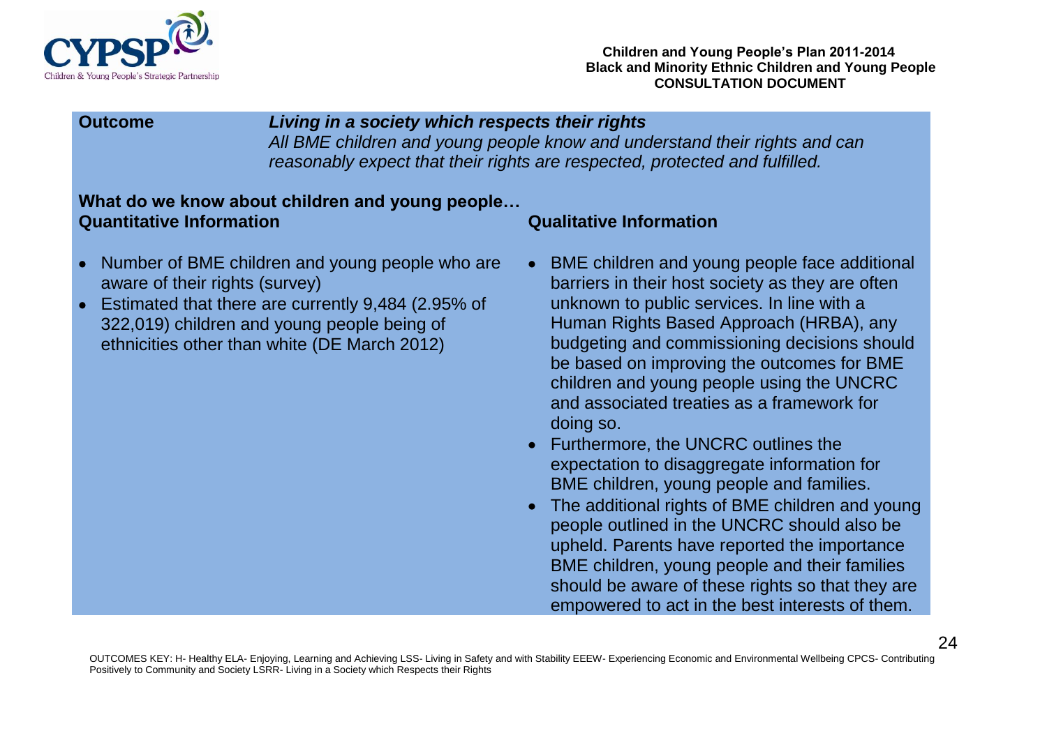**Outcome** ***Living in a society which respects their rights***

*All BME children and young people know and understand their rights and can reasonably expect that their rights are respected, protected and fulfilled.*

**What do we know about children and young people…**

**Quantitative Information**

- Number of BME children and young people who are aware of their rights (survey)
- Estimated that there are currently 9,484 (2.95% of 322,019) children and young people being of ethnicities other than white (DE March 2012)

**Qualitative Information**

- BME children and young people face additional barriers in their host society as they are often unknown to public services. In line with a Human Rights Based Approach (HRBA), any budgeting and commissioning decisions should be based on improving the outcomes for BME children and young people using the UNCRC and associated treaties as a framework for doing so.
- Furthermore, the UNCRC outlines the expectation to disaggregate information for BME children, young people and families.
- The additional rights of BME children and young people outlined in the UNCRC should also be upheld. Parents have reported the importance BME children, young people and their families should be aware of these rights so that they are empowered to act in the best interests of them.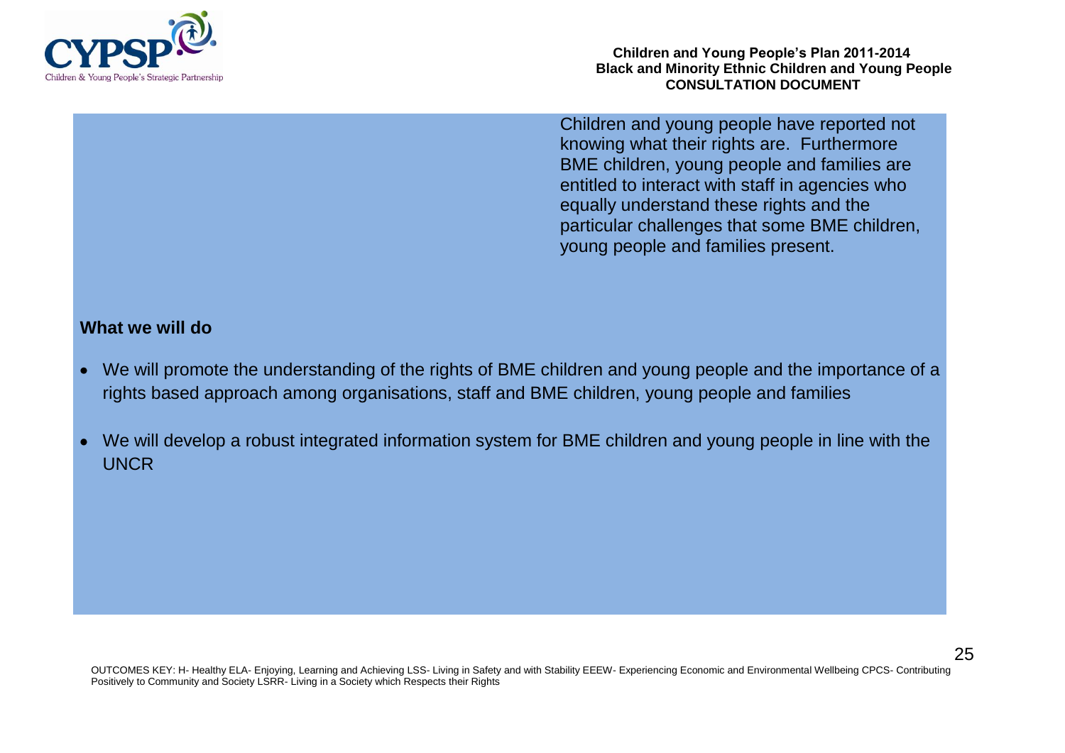Children and young people have reported not knowing what their rights are. Furthermore BME children, young people and families are entitled to interact with staff in agencies who equally understand these rights and the particular challenges that some BME children, young people and families present.

**What we will do**

- We will promote the understanding of the rights of BME children and young people and the importance of a rights based approach among organisations, staff and BME children, young people and families
- We will develop a robust integrated information system for BME children and young people in line with the UNCR

OUTCOMES KEY: H- Healthy ELA- Enjoying, Learning and Achieving LSS- Living in Safety and with Stability EEEW- Experiencing Economic and Environmental Wellbeing CPCS- Contributing Positively to Community and Society LSRR- Living in a Society which Respects their Rights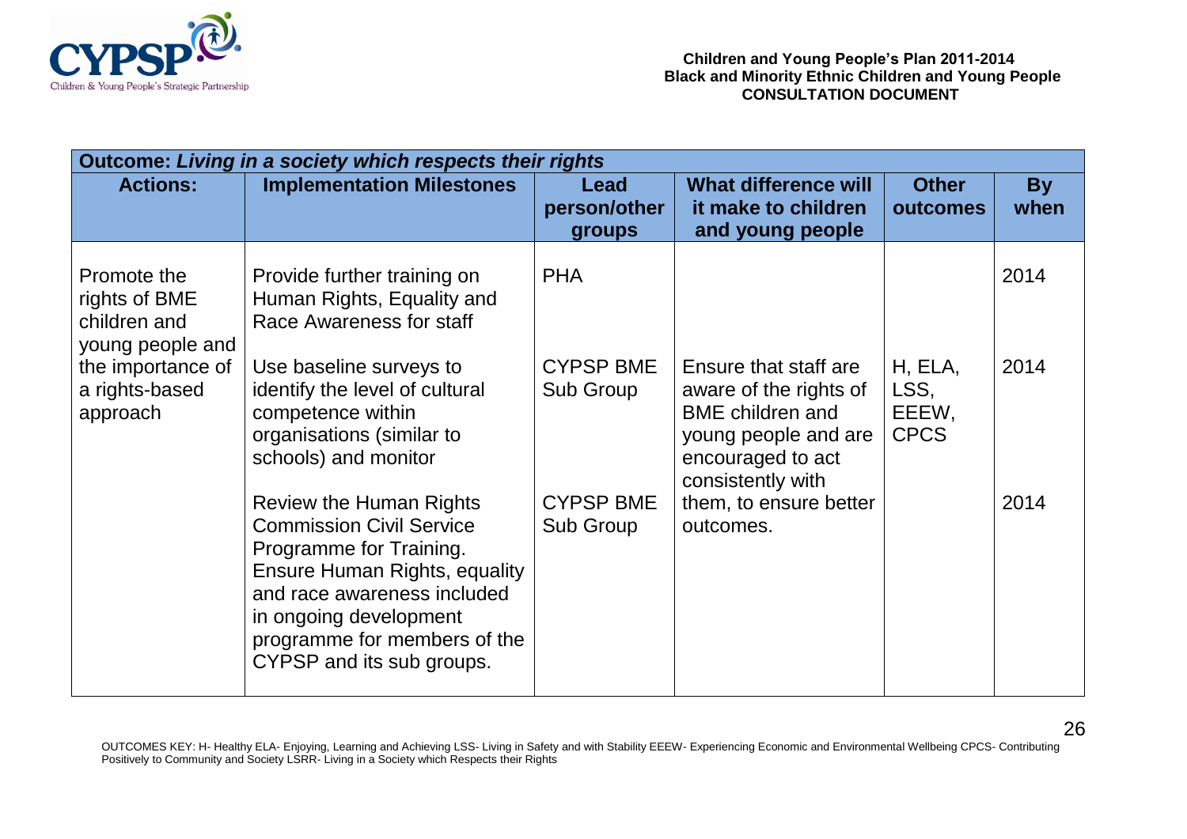**Children and Young People's Plan 2011-2014**
**Black and Minority Ethnic Children and Young People**
**CONSULTATION DOCUMENT**

| **Outcome: *Living in a society which respects their rights*** | | | | | |
|---|---|---|---|---|---|
| **Actions:** | **Implementation Milestones** | **Lead person/other groups** | **What difference will it make to children and young people** | **Other outcomes** | **By when** |
| Promote the rights of BME children and young people and the importance of a rights-based approach | Provide further training on Human Rights, Equality and Race Awareness for staff | PHA | | | 2014 |
| | Use baseline surveys to identify the level of cultural competence within organisations (similar to schools) and monitor | CYPSP BME Sub Group | Ensure that staff are aware of the rights of BME children and young people and are encouraged to act consistently with them, to ensure better outcomes. | H, ELA, LSS, EEEW, CPCS | 2014 |
| | Review the Human Rights Commission Civil Service Programme for Training. Ensure Human Rights, equality and race awareness included in ongoing development programme for members of the CYPSP and its sub groups. | CYPSP BME Sub Group | | | 2014 |

OUTCOMES KEY: H- Healthy ELA- Enjoying, Learning and Achieving LSS- Living in Safety and with Stability EEEW- Experiencing Economic and Environmental Wellbeing CPCS- Contributing Positively to Community and Society LSRR- Living in a Society which Respects their Rights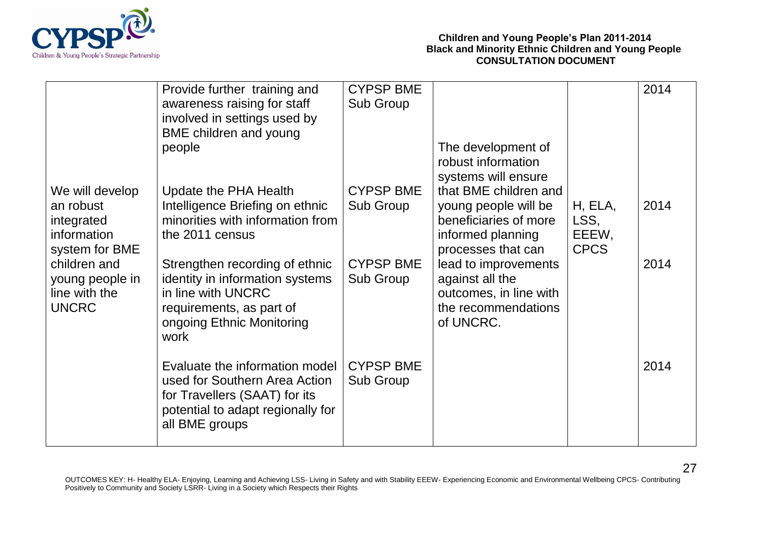| | Provide further training and awareness raising for staff involved in settings used by BME children and young people | CYPSP BME Sub Group | | | 2014 |
|---|---|---|---|---|---|
| We will develop an robust integrated information system for BME children and young people in line with the UNCRC | Update the PHA Health Intelligence Briefing on ethnic minorities with information from the 2011 census | CYPSP BME Sub Group | The development of robust information systems will ensure that BME children and young people will be beneficiaries of more informed planning processes that can lead to improvements against all the outcomes, in line with the recommendations of UNCRC. | H, ELA, LSS, EEEW, CPCS | 2014 |
| | Strengthen recording of ethnic identity in information systems in line with UNCRC requirements, as part of ongoing Ethnic Monitoring work | CYPSP BME Sub Group | | | 2014 |
| | Evaluate the information model used for Southern Area Action for Travellers (SAAT) for its potential to adapt regionally for all BME groups | CYPSP BME Sub Group | | | 2014 |

OUTCOMES KEY: H- Healthy ELA- Enjoying, Learning and Achieving LSS- Living in Safety and with Stability EEEW- Experiencing Economic and Environmental Wellbeing CPCS- Contributing Positively to Community and Society LSRR- Living in a Society which Respects their Rights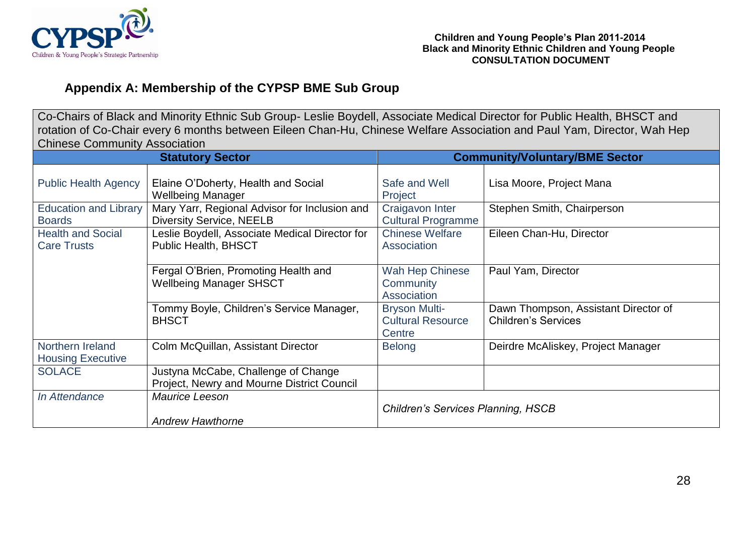## Appendix A: Membership of the CYPSP BME Sub Group

| Co-Chairs of Black and Minority Ethnic Sub Group- Leslie Boydell, Associate Medical Director for Public Health, BHSCT and rotation of Co-Chair every 6 months between Eileen Chan-Hu, Chinese Welfare Association and Paul Yam, Director, Wah Hep Chinese Community Association | | | |
|---|---|---|---|
| **Statutory Sector** | | **Community/Voluntary/BME Sector** | |
| Public Health Agency | Elaine O'Doherty, Health and Social Wellbeing Manager | Safe and Well Project | Lisa Moore, Project Mana |
| Education and Library Boards | Mary Yarr, Regional Advisor for Inclusion and Diversity Service, NEELB | Craigavon Inter Cultural Programme | Stephen Smith, Chairperson |
| Health and Social Care Trusts | Leslie Boydell, Associate Medical Director for Public Health, BHSCT | Chinese Welfare Association | Eileen Chan-Hu, Director |
| | Fergal O'Brien, Promoting Health and Wellbeing Manager SHSCT | Wah Hep Chinese Community Association | Paul Yam, Director |
| | Tommy Boyle, Children's Service Manager, BHSCT | Bryson Multi-Cultural Resource Centre | Dawn Thompson, Assistant Director of Children's Services |
| Northern Ireland Housing Executive | Colm McQuillan, Assistant Director | Belong | Deirdre McAliskey, Project Manager |
| SOLACE | Justyna McCabe, Challenge of Change Project, Newry and Mourne District Council | | |
| *In Attendance* | *Maurice Leeson*<br><br>*Andrew Hawthorne* | *Children's Services Planning, HSCB* | |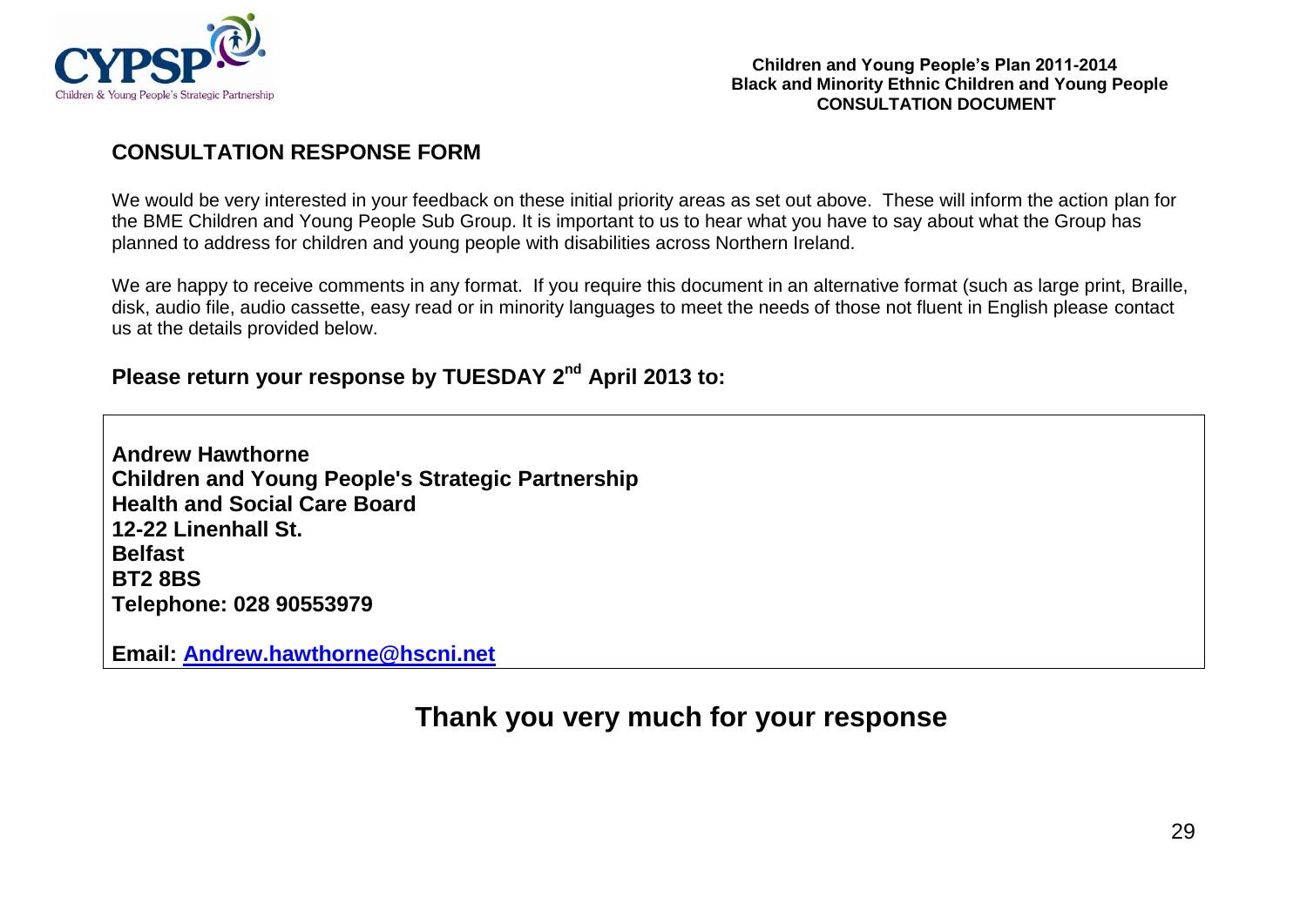## CONSULTATION RESPONSE FORM

We would be very interested in your feedback on these initial priority areas as set out above. These will inform the action plan for the BME Children and Young People Sub Group. It is important to us to hear what you have to say about what the Group has planned to address for children and young people with disabilities across Northern Ireland.

We are happy to receive comments in any format. If you require this document in an alternative format (such as large print, Braille, disk, audio file, audio cassette, easy read or in minority languages to meet the needs of those not fluent in English please contact us at the details provided below.

### Please return your response by TUESDAY 2nd April 2013 to:

**Andrew Hawthorne**
**Children and Young People's Strategic Partnership**
**Health and Social Care Board**
**12-22 Linenhall St.**
**Belfast**
**BT2 8BS**
**Telephone: 028 90553979**

**Email: Andrew.hawthorne@hscni.net**

## Thank you very much for your response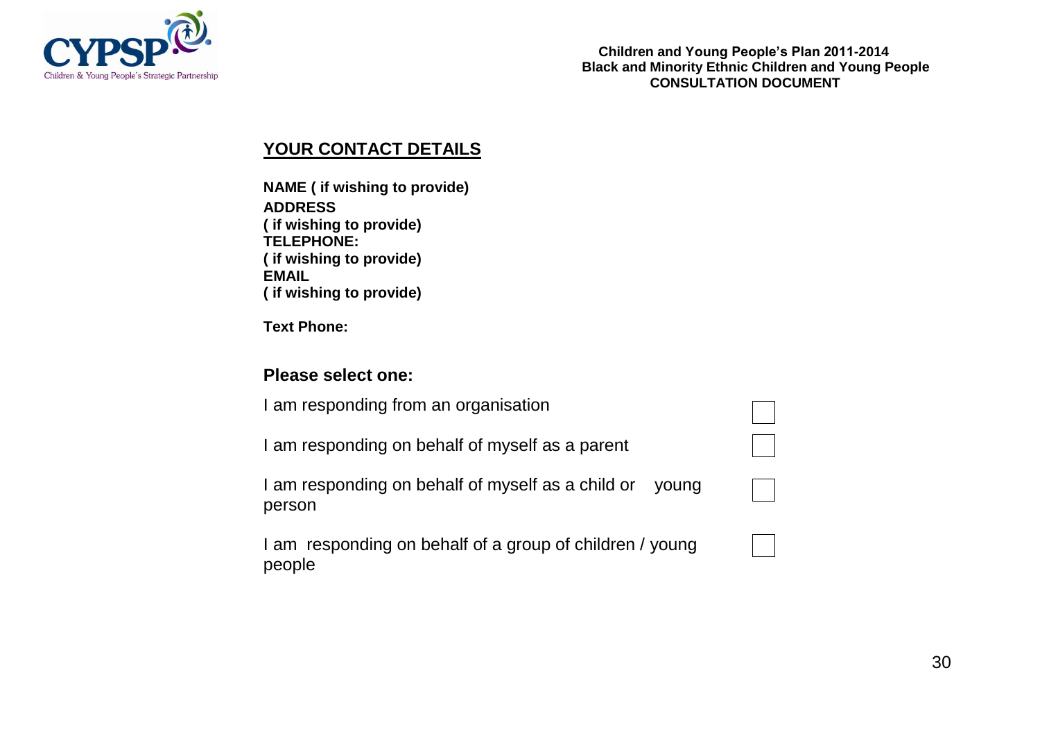## YOUR CONTACT DETAILS

**NAME ( if wishing to provide)**
**ADDRESS**
**( if wishing to provide)**
**TELEPHONE:**
**( if wishing to provide)**
**EMAIL**
**( if wishing to provide)**

**Text Phone:**

### Please select one:

- [ ] I am responding from an organisation
- [ ] I am responding on behalf of myself as a parent
- [ ] I am responding on behalf of myself as a child or young person
- [ ] I am responding on behalf of a group of children / young people